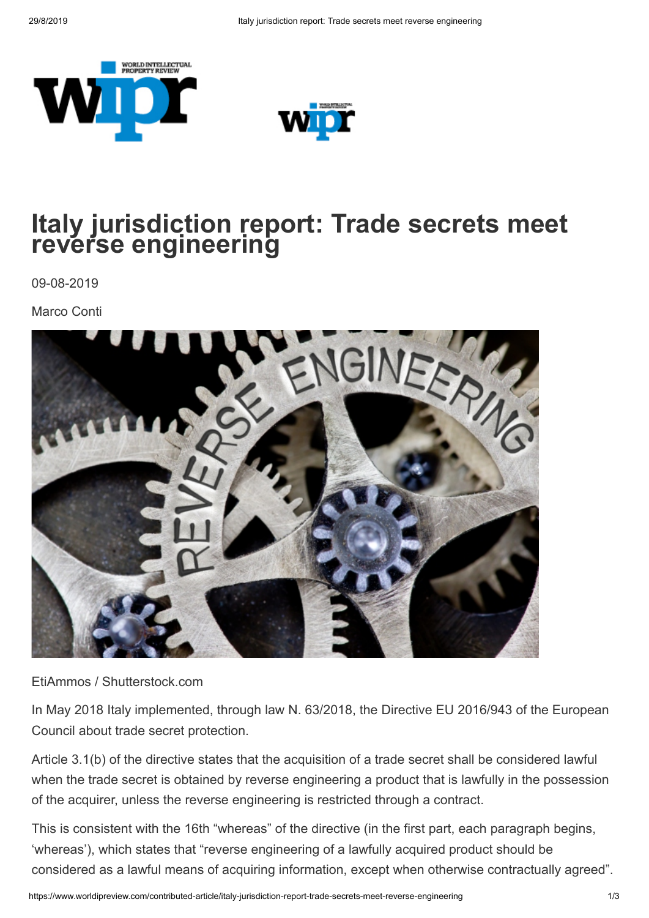# Italy jurisdiction report: Trade secrets meet reverse engineering

09-08-2019

Marco Conti

EtiAmmos / Shutterstock.com

In May 2018 Italy implemented, through law N. 63/2018, the Directive EU 2016/943 of the European Council about trade secret protection.

Article 3.1(b) of the directive states that the acquisition of a trade secret shall be considered lawful when the trade secret is obtained by reverse engineering a product that is lawfully in the possession of the acquirer, unless the reverse engineering is restricted through a contract.

This is consistent with the 16th "whereas" of the directive (in the first part, each paragraph begins, 'whereas'), which states that "reverse engineering of a lawfully acquired product should be considered as a lawful means of acquiring information, except when otherwise contractually agreed".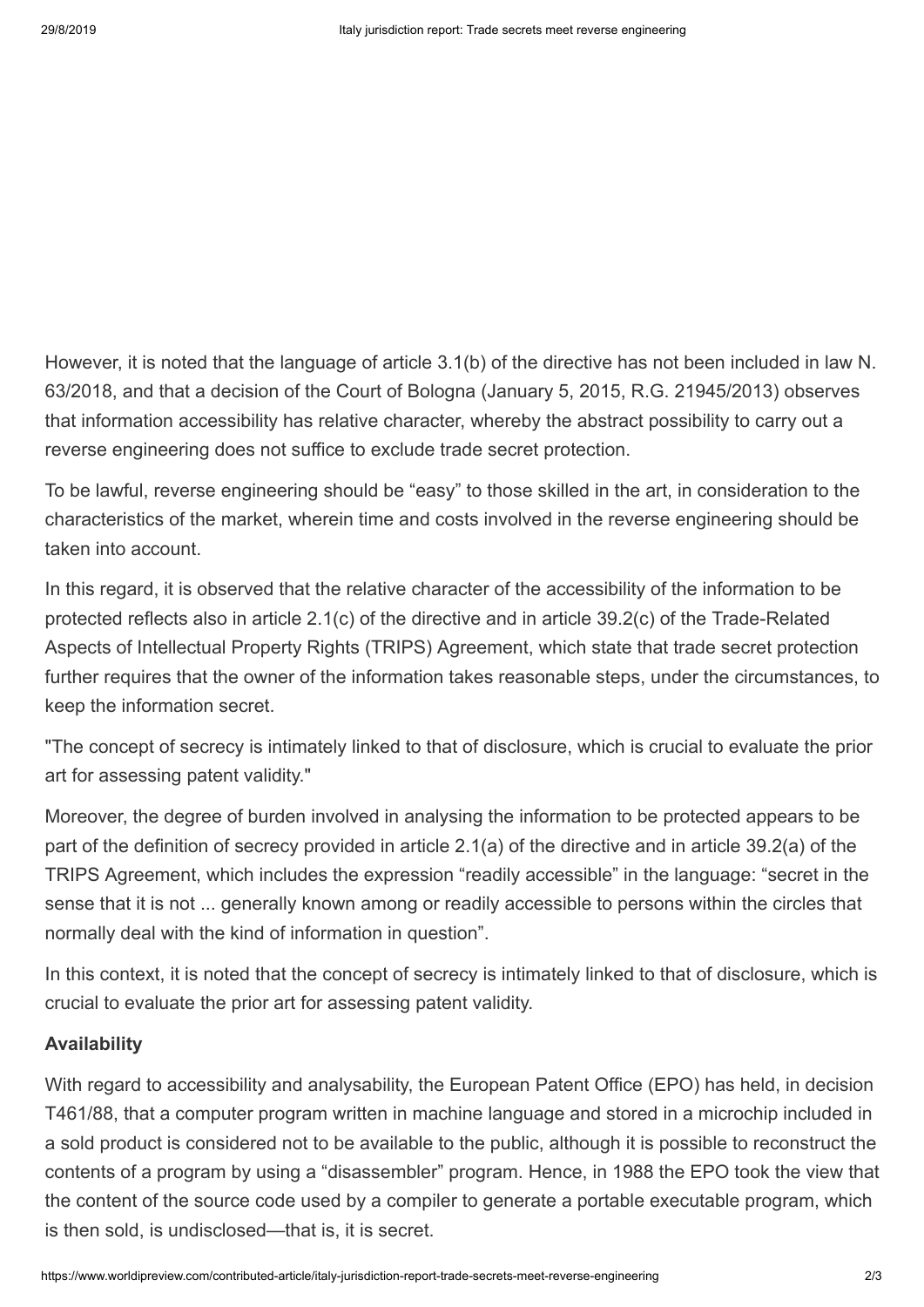However, it is noted that the language of article 3.1(b) of the directive has not been included in law N. 63/2018, and that a decision of the Court of Bologna (January 5, 2015, R.G. 21945/2013) observes that information accessibility has relative character, whereby the abstract possibility to carry out a reverse engineering does not suffice to exclude trade secret protection.

To be lawful, reverse engineering should be “easy” to those skilled in the art, in consideration to the characteristics of the market, wherein time and costs involved in the reverse engineering should be taken into account.

In this regard, it is observed that the relative character of the accessibility of the information to be protected reflects also in article 2.1(c) of the directive and in article 39.2(c) of the Trade-Related Aspects of Intellectual Property Rights (TRIPS) Agreement, which state that trade secret protection further requires that the owner of the information takes reasonable steps, under the circumstances, to keep the information secret.

"The concept of secrecy is intimately linked to that of disclosure, which is crucial to evaluate the prior art for assessing patent validity."

Moreover, the degree of burden involved in analysing the information to be protected appears to be part of the definition of secrecy provided in article 2.1(a) of the directive and in article 39.2(a) of the TRIPS Agreement, which includes the expression “readily accessible” in the language: “secret in the sense that it is not ... generally known among or readily accessible to persons within the circles that normally deal with the kind of information in question”.

In this context, it is noted that the concept of secrecy is intimately linked to that of disclosure, which is crucial to evaluate the prior art for assessing patent validity.

### Availability

With regard to accessibility and analysability, the European Patent Office (EPO) has held, in decision T461/88, that a computer program written in machine language and stored in a microchip included in a sold product is considered not to be available to the public, although it is possible to reconstruct the contents of a program by using a “disassembler” program. Hence, in 1988 the EPO took the view that the content of the source code used by a compiler to generate a portable executable program, which is then sold, is undisclosed—that is, it is secret.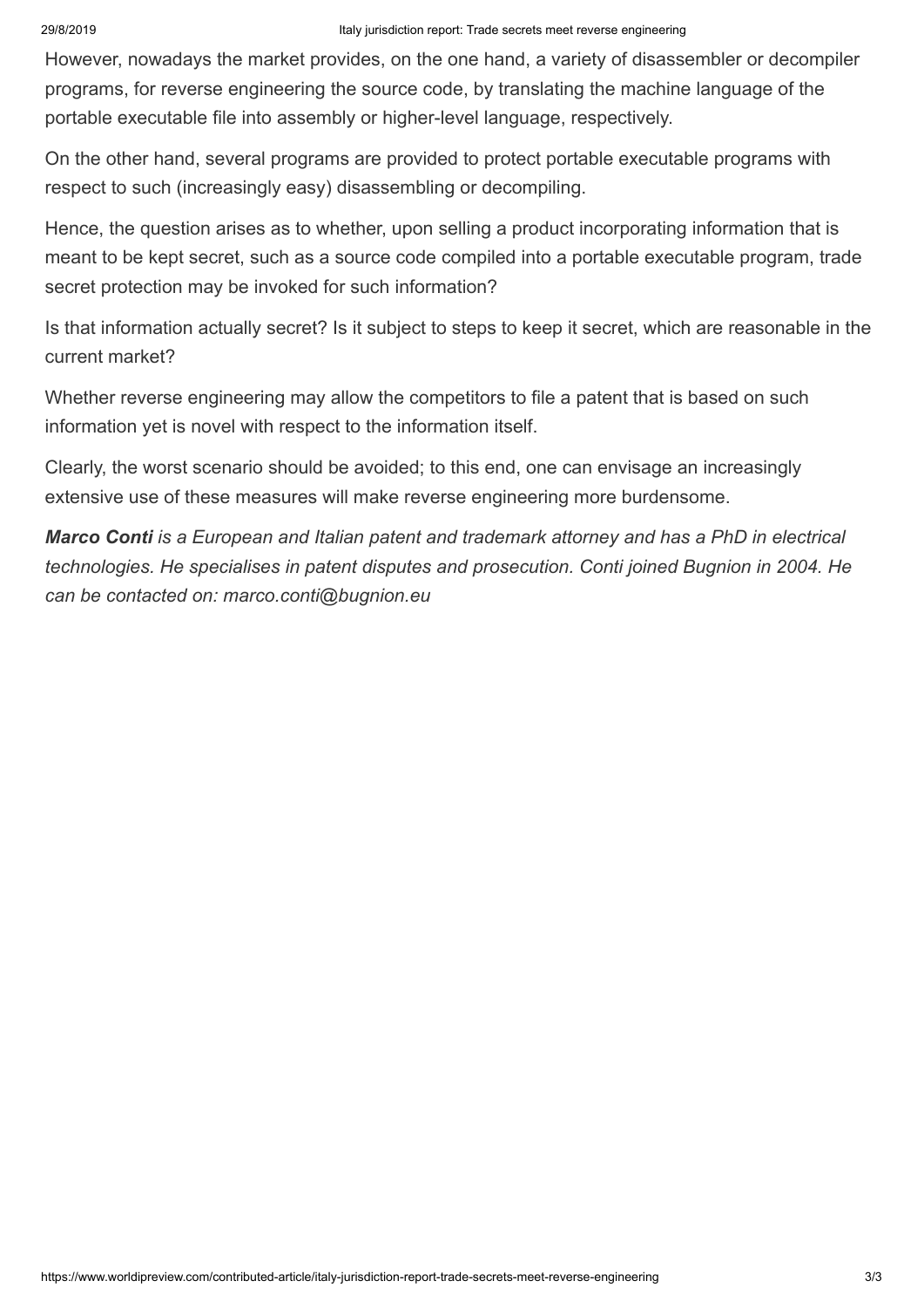However, nowadays the market provides, on the one hand, a variety of disassembler or decompiler programs, for reverse engineering the source code, by translating the machine language of the portable executable file into assembly or higher-level language, respectively.

On the other hand, several programs are provided to protect portable executable programs with respect to such (increasingly easy) disassembling or decompiling.

Hence, the question arises as to whether, upon selling a product incorporating information that is meant to be kept secret, such as a source code compiled into a portable executable program, trade secret protection may be invoked for such information?

Is that information actually secret? Is it subject to steps to keep it secret, which are reasonable in the current market?

Whether reverse engineering may allow the competitors to file a patent that is based on such information yet is novel with respect to the information itself.

Clearly, the worst scenario should be avoided; to this end, one can envisage an increasingly extensive use of these measures will make reverse engineering more burdensome.

***Marco Conti*** *is a European and Italian patent and trademark attorney and has a PhD in electrical technologies. He specialises in patent disputes and prosecution. Conti joined Bugnion in 2004. He can be contacted on: marco.conti@bugnion.eu*